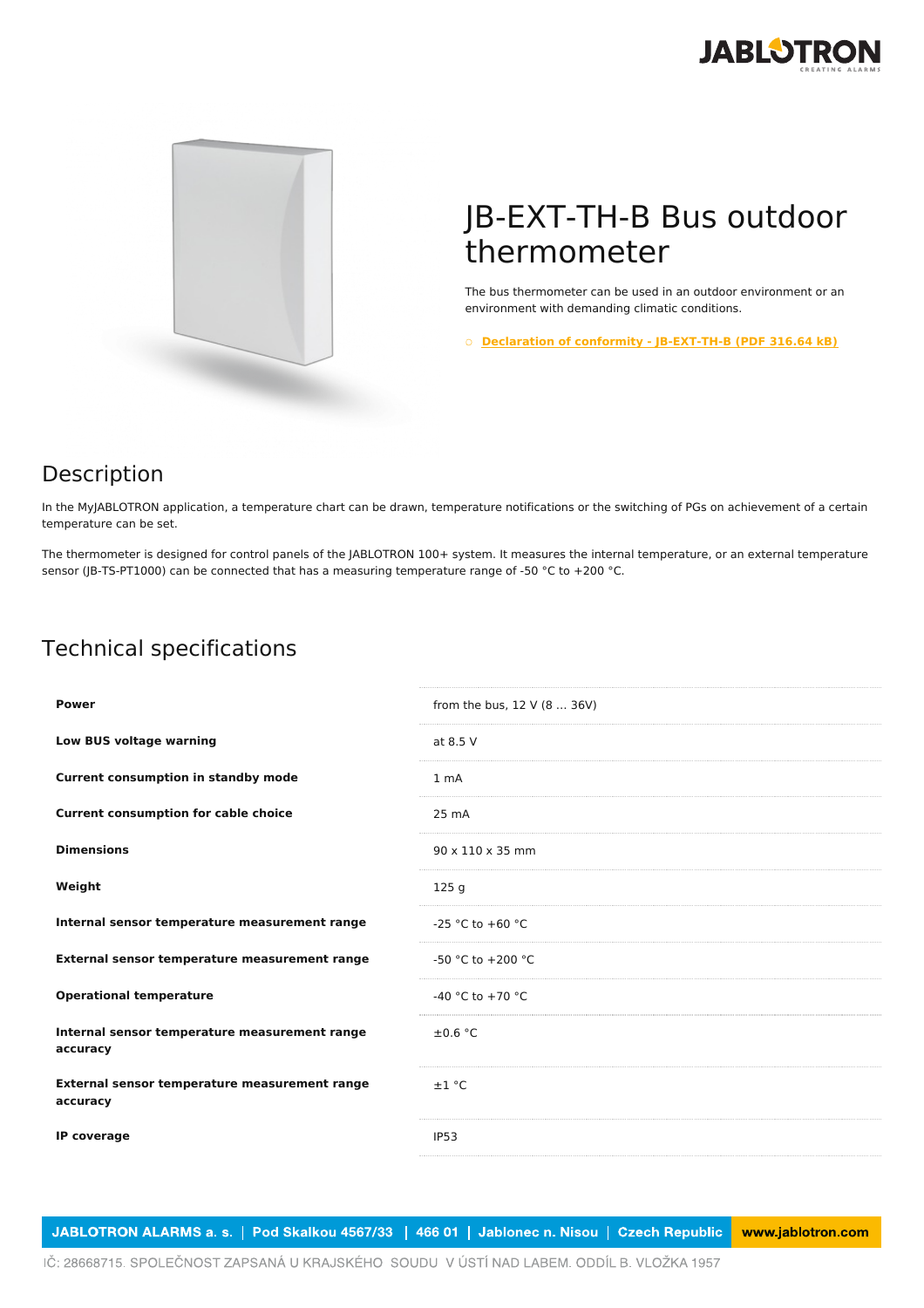# JB-EXT-TH-B Bus outdoor thermometer

The bus thermometer can be used in an outdoor environment or an environment with demanding climatic conditions.

- Declaration of conformity - JB-EXT-TH-B (PDF 316.64 kB)

## Description

In the MyJABLOTRON application, a temperature chart can be drawn, temperature notifications or the switching of PGs on achievement of a certain temperature can be set.

The thermometer is designed for control panels of the JABLOTRON 100+ system. It measures the internal temperature, or an external temperature sensor (JB-TS-PT1000) can be connected that has a measuring temperature range of -50 °C to +200 °C.

## Technical specifications

| | |
|---|---|
| **Power** | from the bus, 12 V (8 ... 36V) |
| **Low BUS voltage warning** | at 8.5 V |
| **Current consumption in standby mode** | 1 mA |
| **Current consumption for cable choice** | 25 mA |
| **Dimensions** | 90 x 110 x 35 mm |
| **Weight** | 125 g |
| **Internal sensor temperature measurement range** | -25 °C to +60 °C |
| **External sensor temperature measurement range** | -50 °C to +200 °C |
| **Operational temperature** | -40 °C to +70 °C |
| **Internal sensor temperature measurement range accuracy** | ±0.6 °C |
| **External sensor temperature measurement range accuracy** | ±1 °C |
| **IP coverage** | IP53 |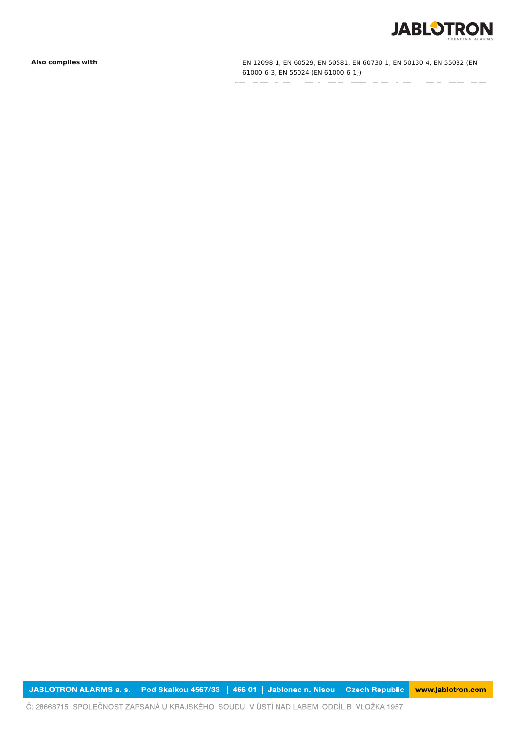| | |
|---|---|
| **Also complies with** | EN 12098-1, EN 60529, EN 50581, EN 60730-1, EN 50130-4, EN 55032 (EN 61000-6-3, EN 55024 (EN 61000-6-1)) |